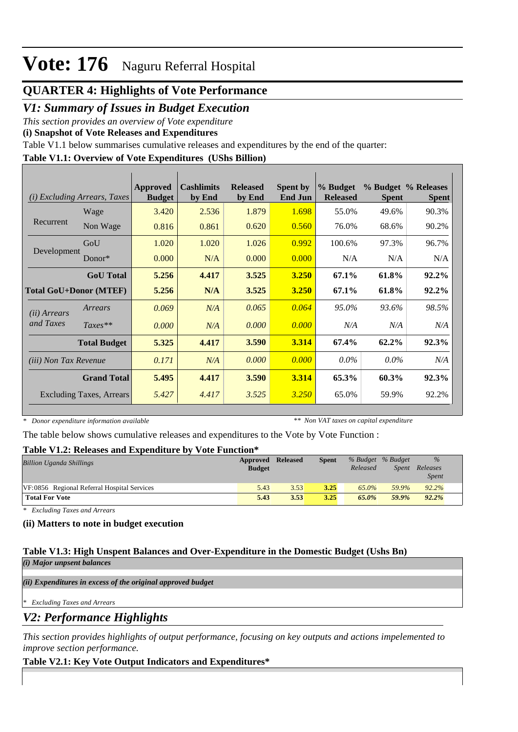# Vote: 176 Naguru Referral Hospital

## QUARTER 4: Highlights of Vote Performance

### *V1: Summary of Issues in Budget Execution*

*This section provides an overview of Vote expenditure*

**(i) Snapshot of Vote Releases and Expenditures**

Table V1.1 below summarises cumulative releases and expenditures by the end of the quarter:

**Table V1.1: Overview of Vote Expenditures (UShs Billion)**

| *(i) Excluding Arrears, Taxes* | | Approved Budget | Cashlimits by End | Released by End | Spent by End Jun | % Budget Released | % Budget Spent | % Releases Spent |
|---|---|---|---|---|---|---|---|---|
| Recurrent | Wage | 3.420 | 2.536 | 1.879 | 1.698 | 55.0% | 49.6% | 90.3% |
| | Non Wage | 0.816 | 0.861 | 0.620 | 0.560 | 76.0% | 68.6% | 90.2% |
| Development | GoU | 1.020 | 1.020 | 1.026 | 0.992 | 100.6% | 97.3% | 96.7% |
| | Donor* | 0.000 | N/A | 0.000 | 0.000 | N/A | N/A | N/A |
| | **GoU Total** | **5.256** | **4.417** | **3.525** | **3.250** | **67.1%** | **61.8%** | **92.2%** |
| **Total GoU+Donor (MTEF)** | | **5.256** | **N/A** | **3.525** | **3.250** | **67.1%** | **61.8%** | **92.2%** |
| *(ii) Arrears and Taxes* | *Arrears* | *0.069* | *N/A* | *0.065* | *0.064* | *95.0%* | *93.6%* | *98.5%* |
| | *Taxes*** | *0.000* | *N/A* | *0.000* | *0.000* | *N/A* | *N/A* | *N/A* |
| | **Total Budget** | **5.325** | **4.417** | **3.590** | **3.314** | **67.4%** | **62.2%** | **92.3%** |
| *(iii) Non Tax Revenue* | | *0.171* | *N/A* | *0.000* | *0.000* | *0.0%* | *0.0%* | *N/A* |
| | **Grand Total** | **5.495** | **4.417** | **3.590** | **3.314** | **65.3%** | **60.3%** | **92.3%** |
| Excluding Taxes, Arrears | | *5.427* | *4.417* | *3.525* | *3.250* | 65.0% | 59.9% | 92.2% |

*\* Donor expenditure information available* &nbsp;&nbsp;&nbsp;&nbsp; *\*\* Non VAT taxes on capital expenditure*

The table below shows cumulative releases and expenditures to the Vote by Vote Function :

**Table V1.2: Releases and Expenditure by Vote Function***

| *Billion Uganda Shillings* | Approved Budget | Released | Spent | *% Budget Released* | *% Budget Spent* | *% Releases Spent* |
|---|---|---|---|---|---|---|
| VF:0856 Regional Referral Hospital Services | 5.43 | 3.53 | **3.25** | *65.0%* | *59.9%* | *92.2%* |
| **Total For Vote** | **5.43** | **3.53** | **3.25** | ***65.0%*** | ***59.9%*** | ***92.2%*** |

*\* Excluding Taxes and Arrears*

**(ii) Matters to note in budget execution**

**Table V1.3: High Unspent Balances and Over-Expenditure in the Domestic Budget (Ushs Bn)**

***(i) Major unpsent balances***

***(ii) Expenditures in excess of the original approved budget***

*\* Excluding Taxes and Arrears*

### *V2: Performance Highlights*

*This section provides highlights of output performance, focusing on key outputs and actions impelemented to improve section performance.*

**Table V2.1: Key Vote Output Indicators and Expenditures***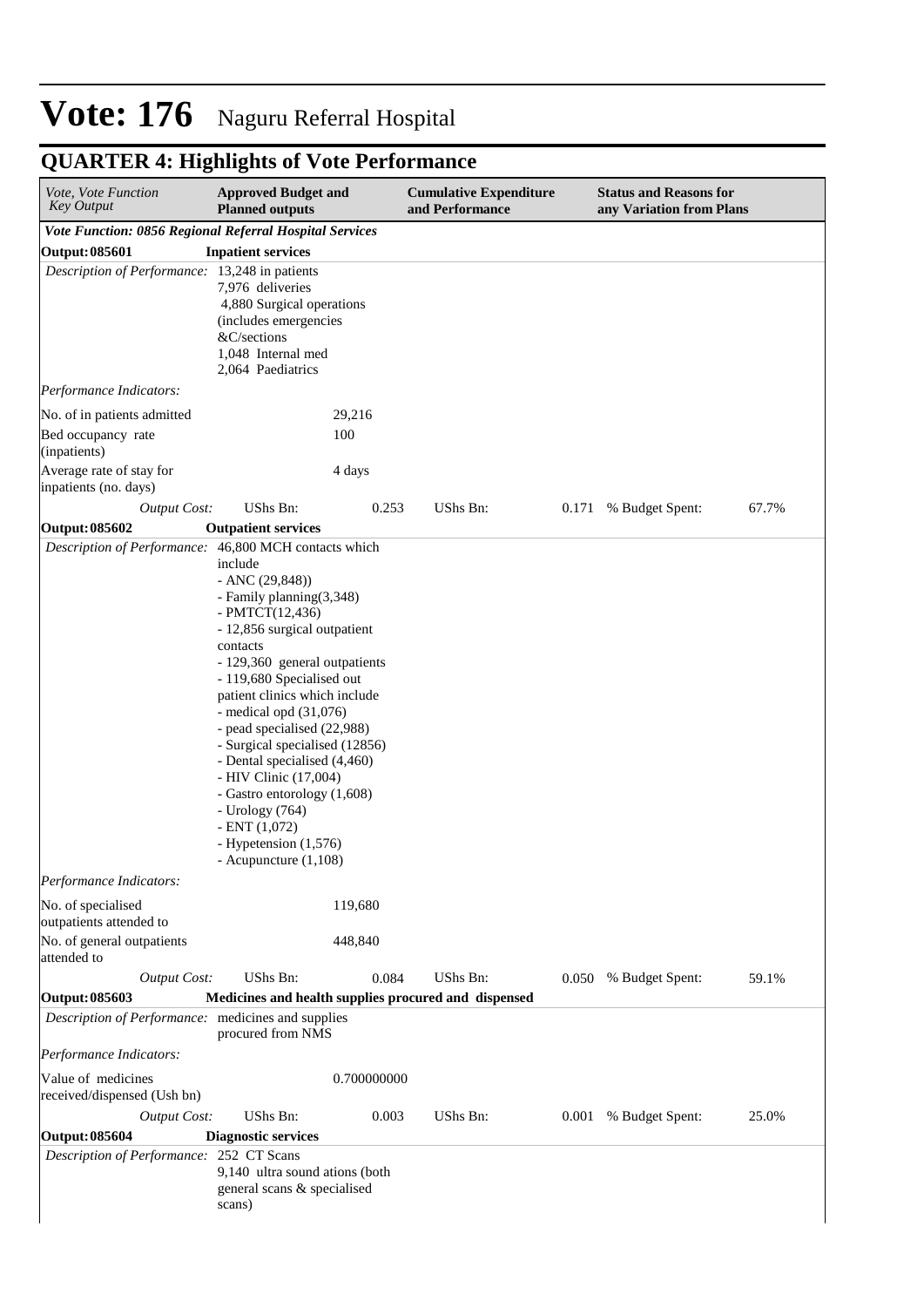# Vote: 176 Naguru Referral Hospital

## QUARTER 4: Highlights of Vote Performance

| *Vote, Vote Function Key Output* | **Approved Budget and Planned outputs** | | **Cumulative Expenditure and Performance** | | **Status and Reasons for any Variation from Plans** | |
|---|---|---|---|---|---|---|
| ***Vote Function: 0856 Regional Referral Hospital Services*** | | | | | | |
| **Output: 085601** | **Inpatient services** | | | | | |
| *Description of Performance:* | 13,248 in patients<br>7,976 deliveries<br>4,880 Surgical operations (includes emergencies &C/sections<br>1,048 Internal med<br>2,064 Paediatrics | | | | | |
| *Performance Indicators:* | | | | | | |
| No. of in patients admitted | | 29,216 | | | | |
| Bed occupancy rate (inpatients) | | 100 | | | | |
| Average rate of stay for inpatients (no. days) | | 4 days | | | | |
| *Output Cost:* | UShs Bn: | 0.253 | UShs Bn: | 0.171 | % Budget Spent: | 67.7% |
| **Output: 085602** | **Outpatient services** | | | | | |
| *Description of Performance:* | 46,800 MCH contacts which include<br>- ANC (29,848))<br>- Family planning(3,348)<br>- PMTCT(12,436)<br>- 12,856 surgical outpatient contacts<br>- 129,360 general outpatients<br>- 119,680 Specialised out patient clinics which include<br>- medical opd (31,076)<br>- pead specialised (22,988)<br>- Surgical specialised (12856)<br>- Dental specialised (4,460)<br>- HIV Clinic (17,004)<br>- Gastro entorology (1,608)<br>- Urology (764)<br>- ENT (1,072)<br>- Hypetension (1,576)<br>- Acupuncture (1,108) | | | | | |
| *Performance Indicators:* | | | | | | |
| No. of specialised outpatients attended to | | 119,680 | | | | |
| No. of general outpatients attended to | | 448,840 | | | | |
| *Output Cost:* | UShs Bn: | 0.084 | UShs Bn: | 0.050 | % Budget Spent: | 59.1% |
| **Output: 085603** | **Medicines and health supplies procured and dispensed** | | | | | |
| *Description of Performance:* | medicines and supplies procured from NMS | | | | | |
| *Performance Indicators:* | | | | | | |
| Value of medicines received/dispensed (Ush bn) | | 0.700000000 | | | | |
| *Output Cost:* | UShs Bn: | 0.003 | UShs Bn: | 0.001 | % Budget Spent: | 25.0% |
| **Output: 085604** | **Diagnostic services** | | | | | |
| *Description of Performance:* | 252 CT Scans<br>9,140 ultra sound ations (both general scans & specialised scans) | | | | | |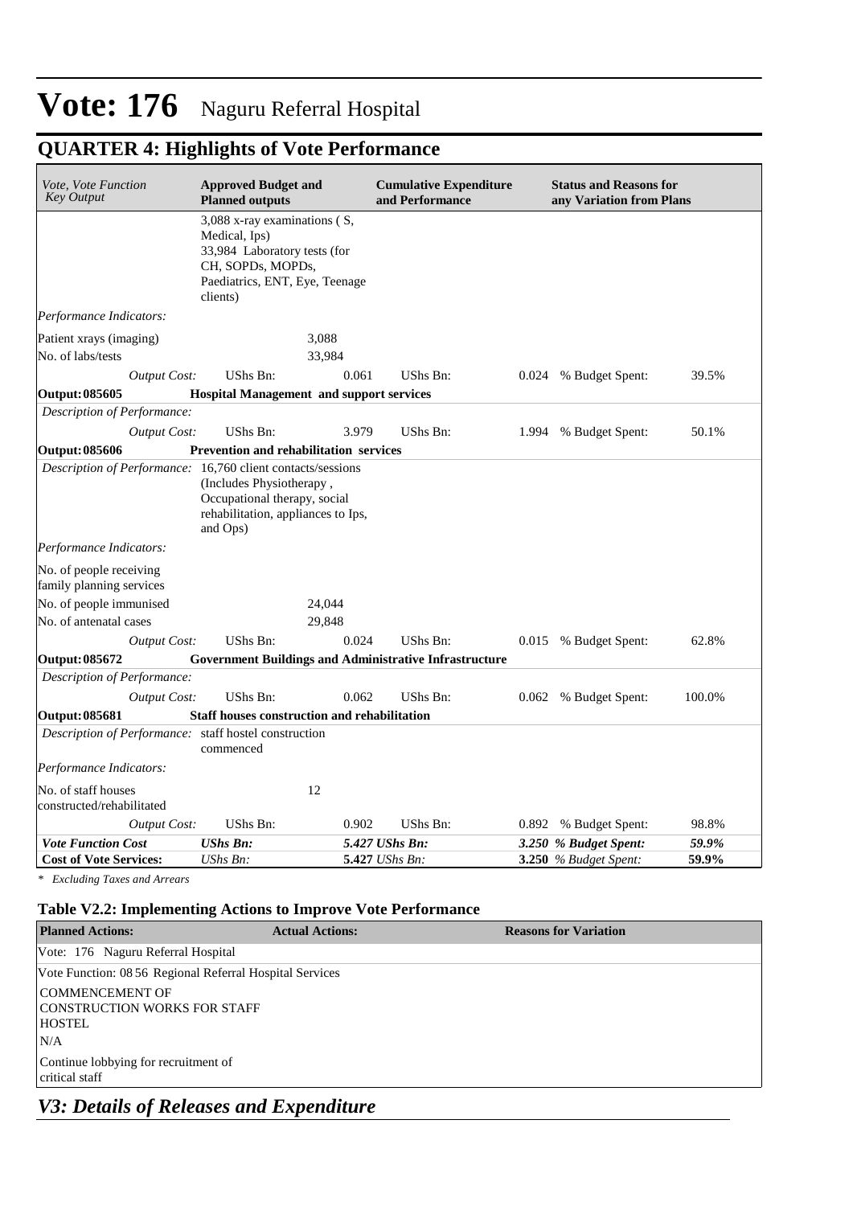# Vote: 176 Naguru Referral Hospital

## QUARTER 4: Highlights of Vote Performance

| *Vote, Vote Function Key Output* | **Approved Budget and Planned outputs** | | **Cumulative Expenditure and Performance** | | **Status and Reasons for any Variation from Plans** | |
|---|---|---|---|---|---|---|
| | 3,088 x-ray examinations ( S, Medical, Ips)<br>33,984 Laboratory tests (for CH, SOPDs, MOPDs, Paediatrics, ENT, Eye, Teenage clients) | | | | | |
| *Performance Indicators:* | | | | | | |
| Patient xrays (imaging) | | 3,088 | | | | |
| No. of labs/tests | | 33,984 | | | | |
| *Output Cost:* | UShs Bn: | 0.061 | UShs Bn: | 0.024 | % Budget Spent: | 39.5% |
| **Output: 085605** | **Hospital Management and support services** | | | | | |
| *Description of Performance:* | | | | | | |
| *Output Cost:* | UShs Bn: | 3.979 | UShs Bn: | 1.994 | % Budget Spent: | 50.1% |
| **Output: 085606** | **Prevention and rehabilitation services** | | | | | |
| *Description of Performance:* | 16,760 client contacts/sessions (Includes Physiotherapy , Occupational therapy, social rehabilitation, appliances to Ips, and Ops) | | | | | |
| *Performance Indicators:* | | | | | | |
| No. of people receiving family planning services | | | | | | |
| No. of people immunised | | 24,044 | | | | |
| No. of antenatal cases | | 29,848 | | | | |
| *Output Cost:* | UShs Bn: | 0.024 | UShs Bn: | 0.015 | % Budget Spent: | 62.8% |
| **Output: 085672** | **Government Buildings and Administrative Infrastructure** | | | | | |
| *Description of Performance:* | | | | | | |
| *Output Cost:* | UShs Bn: | 0.062 | UShs Bn: | 0.062 | % Budget Spent: | 100.0% |
| **Output: 085681** | **Staff houses construction and rehabilitation** | | | | | |
| *Description of Performance:* | staff hostel construction commenced | | | | | |
| *Performance Indicators:* | | | | | | |
| No. of staff houses constructed/rehabilitated | | 12 | | | | |
| *Output Cost:* | UShs Bn: | 0.902 | UShs Bn: | 0.892 | % Budget Spent: | 98.8% |
| ***Vote Function Cost*** | ***UShs Bn:*** | ***5.427*** | ***UShs Bn:*** | ***3.250*** | ***% Budget Spent:*** | ***59.9%*** |
| **Cost of Vote Services:** | *UShs Bn:* | **5.427** | *UShs Bn:* | **3.250** | *% Budget Spent:* | **59.9%** |

*\* Excluding Taxes and Arrears*

### Table V2.2: Implementing Actions to Improve Vote Performance

| **Planned Actions:** | **Actual Actions:** | **Reasons for Variation** |
|---|---|---|
| Vote: 176 Naguru Referral Hospital | | |
| Vote Function: 08 56 Regional Referral Hospital Services | | |
| COMMENCEMENT OF CONSTRUCTION WORKS FOR STAFF HOSTEL | | |
| N/A | | |
| Continue lobbying for recruitment of critical staff | | |

## *V3: Details of Releases and Expenditure*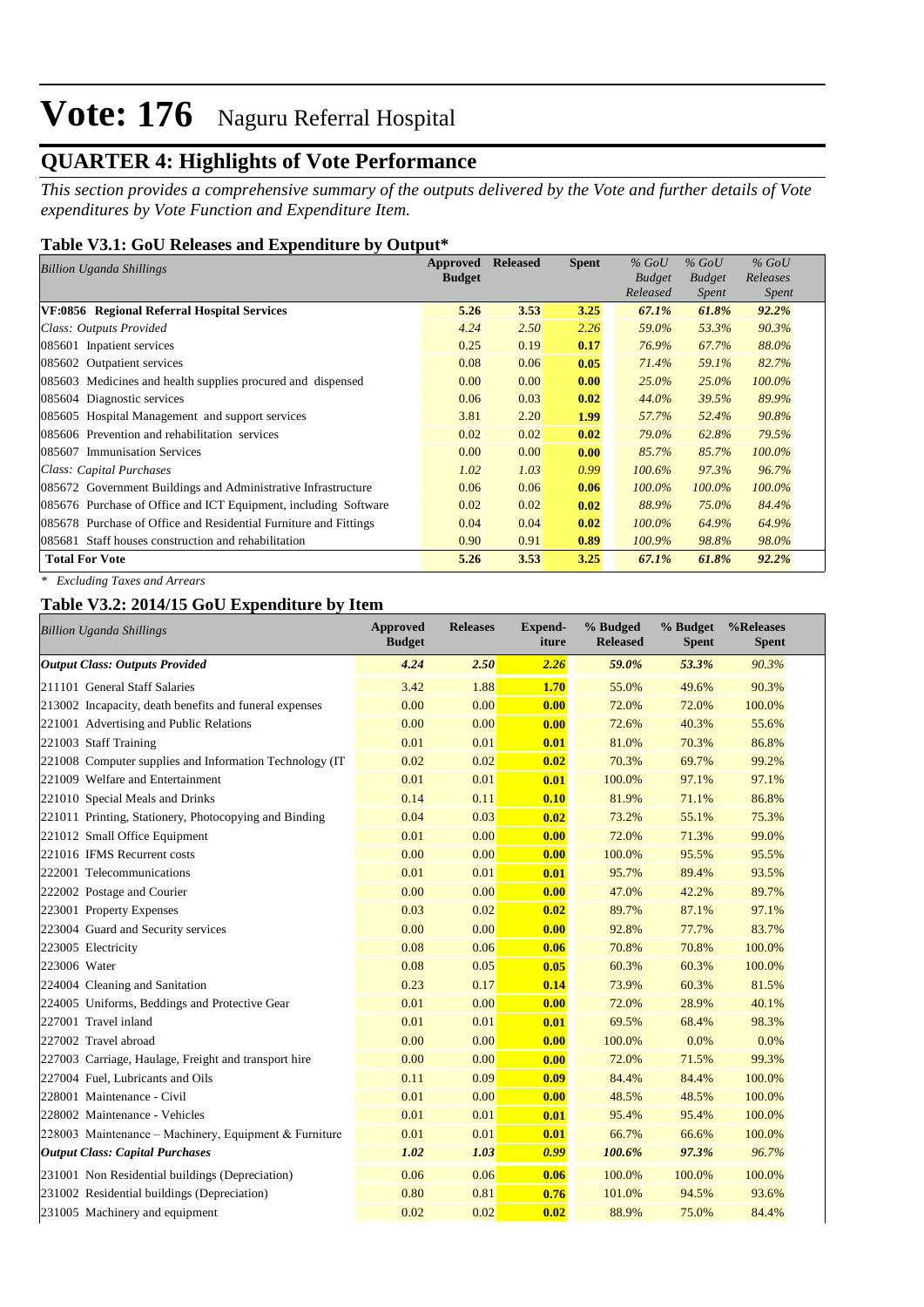# Vote: 176 Naguru Referral Hospital

## QUARTER 4: Highlights of Vote Performance

*This section provides a comprehensive summary of the outputs delivered by the Vote and further details of Vote expenditures by Vote Function and Expenditure Item.*

### Table V3.1: GoU Releases and Expenditure by Output*

| *Billion Uganda Shillings* | Approved Budget | Released | Spent | *% GoU Budget Released* | *% GoU Budget Spent* | *% GoU Releases Spent* |
|---|---|---|---|---|---|---|
| **VF:0856 Regional Referral Hospital Services** | **5.26** | **3.53** | **3.25** | ***67.1%*** | ***61.8%*** | ***92.2%*** |
| *Class: Outputs Provided* | *4.24* | *2.50* | *2.26* | *59.0%* | *53.3%* | *90.3%* |
| 085601 Inpatient services | 0.25 | 0.19 | **0.17** | *76.9%* | *67.7%* | *88.0%* |
| 085602 Outpatient services | 0.08 | 0.06 | **0.05** | *71.4%* | *59.1%* | *82.7%* |
| 085603 Medicines and health supplies procured and dispensed | 0.00 | 0.00 | **0.00** | *25.0%* | *25.0%* | *100.0%* |
| 085604 Diagnostic services | 0.06 | 0.03 | **0.02** | *44.0%* | *39.5%* | *89.9%* |
| 085605 Hospital Management and support services | 3.81 | 2.20 | **1.99** | *57.7%* | *52.4%* | *90.8%* |
| 085606 Prevention and rehabilitation services | 0.02 | 0.02 | **0.02** | *79.0%* | *62.8%* | *79.5%* |
| 085607 Immunisation Services | 0.00 | 0.00 | **0.00** | *85.7%* | *85.7%* | *100.0%* |
| *Class: Capital Purchases* | *1.02* | *1.03* | *0.99* | *100.6%* | *97.3%* | *96.7%* |
| 085672 Government Buildings and Administrative Infrastructure | 0.06 | 0.06 | **0.06** | *100.0%* | *100.0%* | *100.0%* |
| 085676 Purchase of Office and ICT Equipment, including Software | 0.02 | 0.02 | **0.02** | *88.9%* | *75.0%* | *84.4%* |
| 085678 Purchase of Office and Residential Furniture and Fittings | 0.04 | 0.04 | **0.02** | *100.0%* | *64.9%* | *64.9%* |
| 085681 Staff houses construction and rehabilitation | 0.90 | 0.91 | **0.89** | *100.9%* | *98.8%* | *98.0%* |
| **Total For Vote** | **5.26** | **3.53** | **3.25** | ***67.1%*** | ***61.8%*** | ***92.2%*** |

*\* Excluding Taxes and Arrears*

### Table V3.2: 2014/15 GoU Expenditure by Item

| *Billion Uganda Shillings* | Approved Budget | Releases | Expend-iture | % Budged Released | % Budget Spent | %Releases Spent |
|---|---|---|---|---|---|---|
| ***Output Class: Outputs Provided*** | ***4.24*** | ***2.50*** | ***2.26*** | ***59.0%*** | ***53.3%*** | *90.3%* |
| 211101 General Staff Salaries | 3.42 | 1.88 | **1.70** | 55.0% | 49.6% | 90.3% |
| 213002 Incapacity, death benefits and funeral expenses | 0.00 | 0.00 | **0.00** | 72.0% | 72.0% | 100.0% |
| 221001 Advertising and Public Relations | 0.00 | 0.00 | **0.00** | 72.6% | 40.3% | 55.6% |
| 221003 Staff Training | 0.01 | 0.01 | **0.01** | 81.0% | 70.3% | 86.8% |
| 221008 Computer supplies and Information Technology (IT | 0.02 | 0.02 | **0.02** | 70.3% | 69.7% | 99.2% |
| 221009 Welfare and Entertainment | 0.01 | 0.01 | **0.01** | 100.0% | 97.1% | 97.1% |
| 221010 Special Meals and Drinks | 0.14 | 0.11 | **0.10** | 81.9% | 71.1% | 86.8% |
| 221011 Printing, Stationery, Photocopying and Binding | 0.04 | 0.03 | **0.02** | 73.2% | 55.1% | 75.3% |
| 221012 Small Office Equipment | 0.01 | 0.00 | **0.00** | 72.0% | 71.3% | 99.0% |
| 221016 IFMS Recurrent costs | 0.00 | 0.00 | **0.00** | 100.0% | 95.5% | 95.5% |
| 222001 Telecommunications | 0.01 | 0.01 | **0.01** | 95.7% | 89.4% | 93.5% |
| 222002 Postage and Courier | 0.00 | 0.00 | **0.00** | 47.0% | 42.2% | 89.7% |
| 223001 Property Expenses | 0.03 | 0.02 | **0.02** | 89.7% | 87.1% | 97.1% |
| 223004 Guard and Security services | 0.00 | 0.00 | **0.00** | 92.8% | 77.7% | 83.7% |
| 223005 Electricity | 0.08 | 0.06 | **0.06** | 70.8% | 70.8% | 100.0% |
| 223006 Water | 0.08 | 0.05 | **0.05** | 60.3% | 60.3% | 100.0% |
| 224004 Cleaning and Sanitation | 0.23 | 0.17 | **0.14** | 73.9% | 60.3% | 81.5% |
| 224005 Uniforms, Beddings and Protective Gear | 0.01 | 0.00 | **0.00** | 72.0% | 28.9% | 40.1% |
| 227001 Travel inland | 0.01 | 0.01 | **0.01** | 69.5% | 68.4% | 98.3% |
| 227002 Travel abroad | 0.00 | 0.00 | **0.00** | 100.0% | 0.0% | 0.0% |
| 227003 Carriage, Haulage, Freight and transport hire | 0.00 | 0.00 | **0.00** | 72.0% | 71.5% | 99.3% |
| 227004 Fuel, Lubricants and Oils | 0.11 | 0.09 | **0.09** | 84.4% | 84.4% | 100.0% |
| 228001 Maintenance - Civil | 0.01 | 0.00 | **0.00** | 48.5% | 48.5% | 100.0% |
| 228002 Maintenance - Vehicles | 0.01 | 0.01 | **0.01** | 95.4% | 95.4% | 100.0% |
| 228003 Maintenance – Machinery, Equipment & Furniture | 0.01 | 0.01 | **0.01** | 66.7% | 66.6% | 100.0% |
| ***Output Class: Capital Purchases*** | ***1.02*** | ***1.03*** | ***0.99*** | ***100.6%*** | ***97.3%*** | *96.7%* |
| 231001 Non Residential buildings (Depreciation) | 0.06 | 0.06 | **0.06** | 100.0% | 100.0% | 100.0% |
| 231002 Residential buildings (Depreciation) | 0.80 | 0.81 | **0.76** | 101.0% | 94.5% | 93.6% |
| 231005 Machinery and equipment | 0.02 | 0.02 | **0.02** | 88.9% | 75.0% | 84.4% |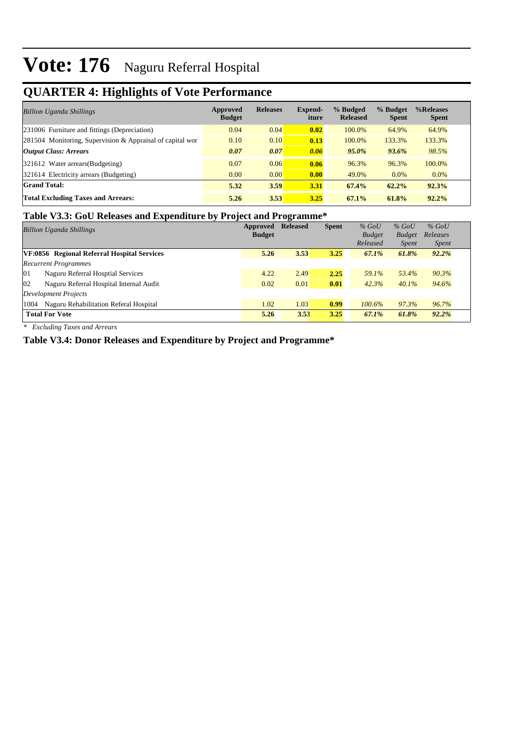# Vote: 176 Naguru Referral Hospital

## QUARTER 4: Highlights of Vote Performance

| *Billion Uganda Shillings* | Approved Budget | Releases | Expend-iture | % Budged Released | % Budget Spent | %Releases Spent |
|---|---|---|---|---|---|---|
| 231006 Furniture and fittings (Depreciation) | 0.04 | 0.04 | **0.02** | 100.0% | 64.9% | 64.9% |
| 281504 Monitoring, Supervision & Appraisal of capital wor | 0.10 | 0.10 | **0.13** | 100.0% | 133.3% | 133.3% |
| ***Output Class: Arrears*** | ***0.07*** | ***0.07*** | ***0.06*** | ***95.0%*** | ***93.6%*** | *98.5%* |
| 321612 Water arrears(Budgeting) | 0.07 | 0.06 | **0.06** | 96.3% | 96.3% | 100.0% |
| 321614 Electricity arrears (Budgeting) | 0.00 | 0.00 | **0.00** | 49.0% | 0.0% | 0.0% |
| **Grand Total:** | **5.32** | **3.59** | **3.31** | **67.4%** | **62.2%** | **92.3%** |
| **Total Excluding Taxes and Arrears:** | **5.26** | **3.53** | **3.25** | **67.1%** | **61.8%** | **92.2%** |

### Table V3.3: GoU Releases and Expenditure by Project and Programme*

| *Billion Uganda Shillings* | Approved Budget | Released | Spent | *% GoU Budget Released* | *% GoU Budget Spent* | *% GoU Releases Spent* |
|---|---|---|---|---|---|---|
| **VF:0856 Regional Referral Hospital Services** | **5.26** | **3.53** | **3.25** | ***67.1%*** | ***61.8%*** | ***92.2%*** |
| *Recurrent Programmes* | | | | | | |
| 01 Naguru Referral Hosptial Services | 4.22 | 2.49 | **2.25** | *59.1%* | *53.4%* | *90.3%* |
| 02 Naguru Referral Hospital Internal Audit | 0.02 | 0.01 | **0.01** | *42.3%* | *40.1%* | *94.6%* |
| *Development Projects* | | | | | | |
| 1004 Naguru Rehabilitation Referal Hospital | 1.02 | 1.03 | **0.99** | *100.6%* | *97.3%* | *96.7%* |
| **Total For Vote** | **5.26** | **3.53** | **3.25** | ***67.1%*** | ***61.8%*** | ***92.2%*** |

*\* Excluding Taxes and Arrears*

### Table V3.4: Donor Releases and Expenditure by Project and Programme*